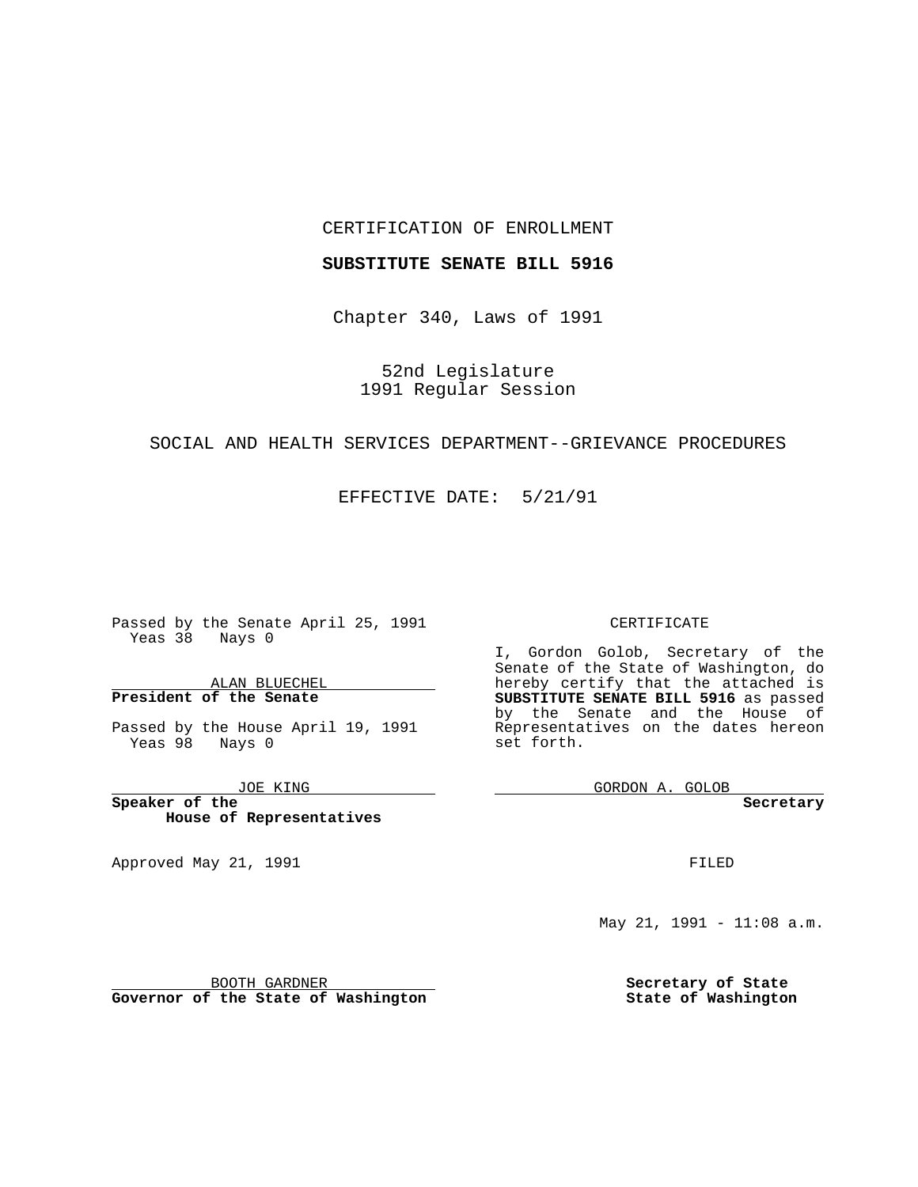CERTIFICATION OF ENROLLMENT

**SUBSTITUTE SENATE BILL 5916**

Chapter 340, Laws of 1991

52nd Legislature
1991 Regular Session

SOCIAL AND HEALTH SERVICES DEPARTMENT--GRIEVANCE PROCEDURES

EFFECTIVE DATE: 5/21/91

Passed by the Senate April 25, 1991
Yeas 38 Nays 0

ALAN BLUECHEL
**President of the Senate**

Passed by the House April 19, 1991
Yeas 98 Nays 0

JOE KING
**Speaker of the House of Representatives**

Approved May 21, 1991

BOOTH GARDNER
**Governor of the State of Washington**

CERTIFICATE

I, Gordon Golob, Secretary of the Senate of the State of Washington, do hereby certify that the attached is **SUBSTITUTE SENATE BILL 5916** as passed by the Senate and the House of Representatives on the dates hereon set forth.

GORDON A. GOLOB
**Secretary**

FILED

May 21, 1991 - 11:08 a.m.

**Secretary of State**
**State of Washington**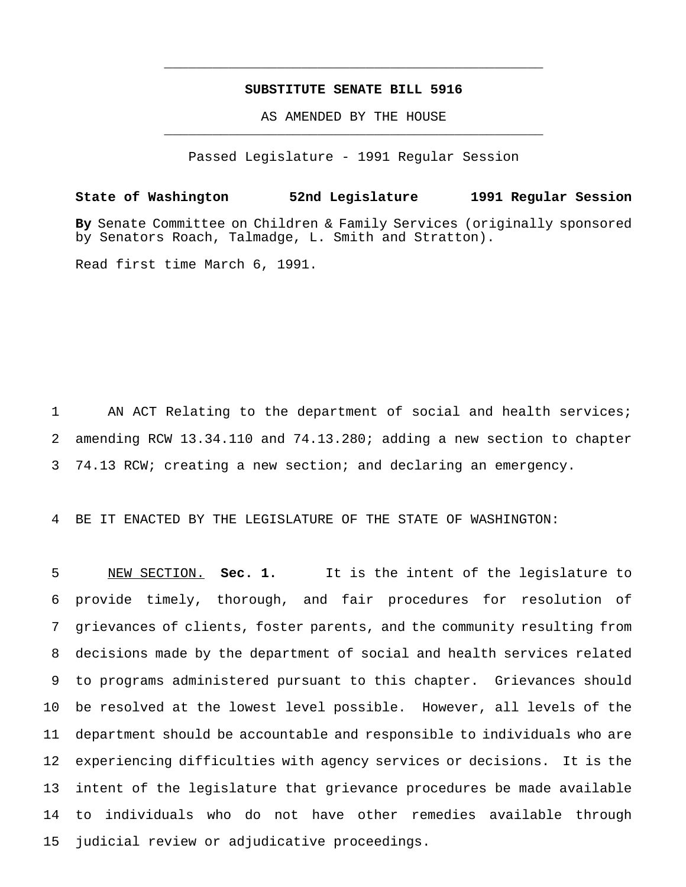---

**SUBSTITUTE SENATE BILL 5916**

AS AMENDED BY THE HOUSE

---

Passed Legislature - 1991 Regular Session

**State of Washington 52nd Legislature 1991 Regular Session**

**By** Senate Committee on Children & Family Services (originally sponsored by Senators Roach, Talmadge, L. Smith and Stratton).

Read first time March 6, 1991.

AN ACT Relating to the department of social and health services; amending RCW 13.34.110 and 74.13.280; adding a new section to chapter 74.13 RCW; creating a new section; and declaring an emergency.

BE IT ENACTED BY THE LEGISLATURE OF THE STATE OF WASHINGTON:

NEW SECTION. **Sec. 1.** It is the intent of the legislature to provide timely, thorough, and fair procedures for resolution of grievances of clients, foster parents, and the community resulting from decisions made by the department of social and health services related to programs administered pursuant to this chapter. Grievances should be resolved at the lowest level possible. However, all levels of the department should be accountable and responsible to individuals who are experiencing difficulties with agency services or decisions. It is the intent of the legislature that grievance procedures be made available to individuals who do not have other remedies available through judicial review or adjudicative proceedings.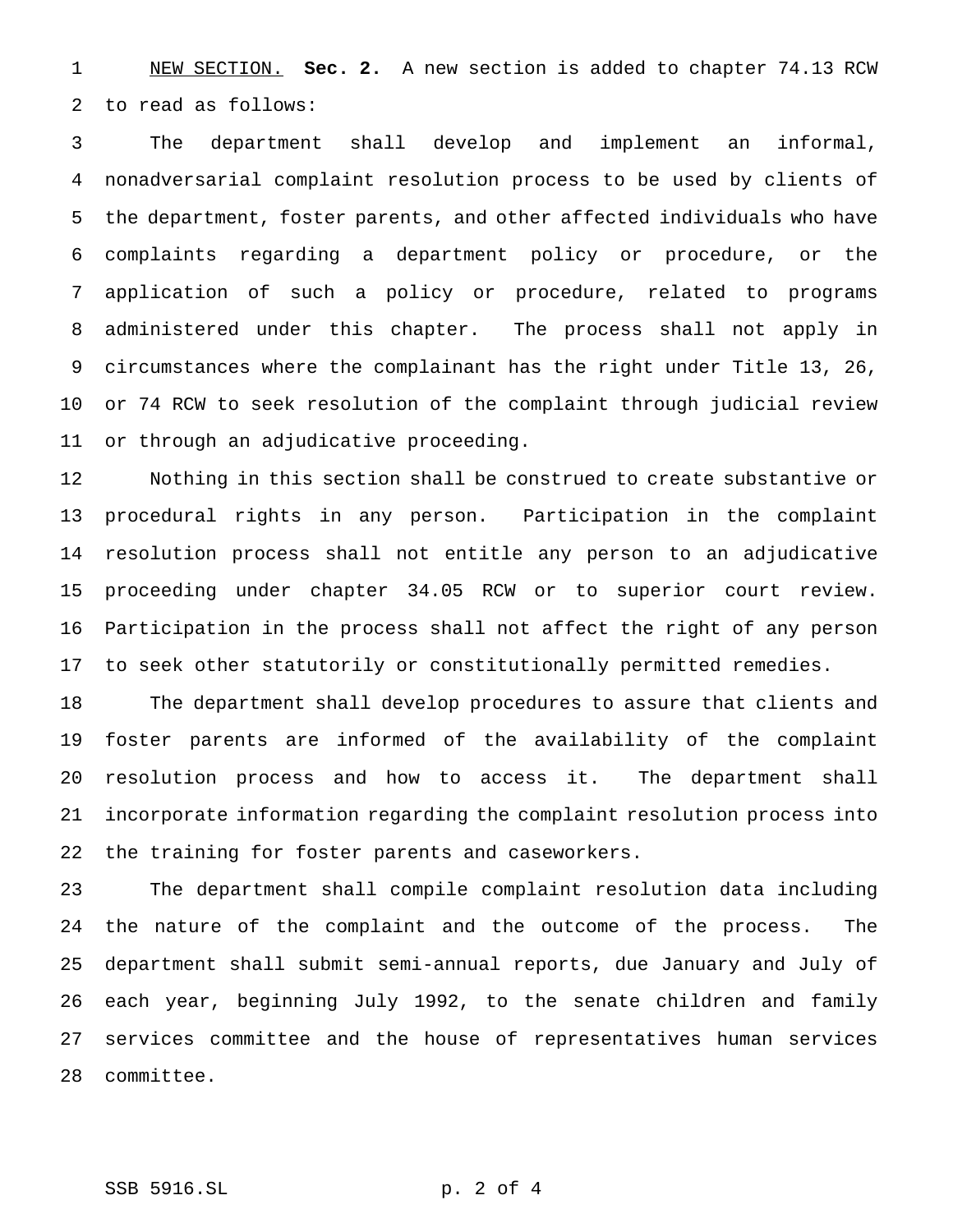NEW SECTION. **Sec. 2.** A new section is added to chapter 74.13 RCW to read as follows:

The department shall develop and implement an informal, nonadversarial complaint resolution process to be used by clients of the department, foster parents, and other affected individuals who have complaints regarding a department policy or procedure, or the application of such a policy or procedure, related to programs administered under this chapter. The process shall not apply in circumstances where the complainant has the right under Title 13, 26, or 74 RCW to seek resolution of the complaint through judicial review or through an adjudicative proceeding.

Nothing in this section shall be construed to create substantive or procedural rights in any person. Participation in the complaint resolution process shall not entitle any person to an adjudicative proceeding under chapter 34.05 RCW or to superior court review. Participation in the process shall not affect the right of any person to seek other statutorily or constitutionally permitted remedies.

The department shall develop procedures to assure that clients and foster parents are informed of the availability of the complaint resolution process and how to access it. The department shall incorporate information regarding the complaint resolution process into the training for foster parents and caseworkers.

The department shall compile complaint resolution data including the nature of the complaint and the outcome of the process. The department shall submit semi-annual reports, due January and July of each year, beginning July 1992, to the senate children and family services committee and the house of representatives human services committee.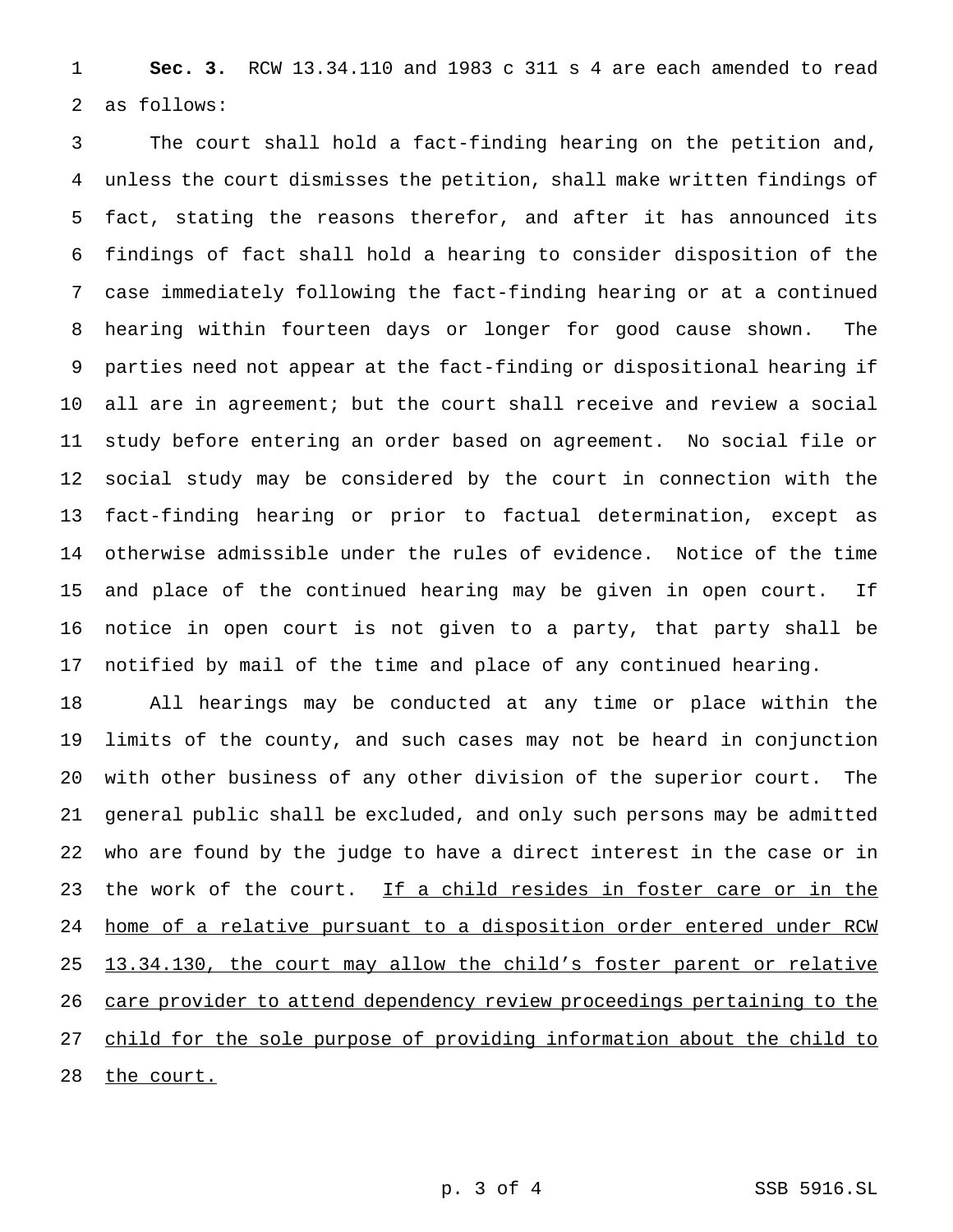**Sec. 3.** RCW 13.34.110 and 1983 c 311 s 4 are each amended to read as follows:

The court shall hold a fact-finding hearing on the petition and, unless the court dismisses the petition, shall make written findings of fact, stating the reasons therefor, and after it has announced its findings of fact shall hold a hearing to consider disposition of the case immediately following the fact-finding hearing or at a continued hearing within fourteen days or longer for good cause shown. The parties need not appear at the fact-finding or dispositional hearing if all are in agreement; but the court shall receive and review a social study before entering an order based on agreement. No social file or social study may be considered by the court in connection with the fact-finding hearing or prior to factual determination, except as otherwise admissible under the rules of evidence. Notice of the time and place of the continued hearing may be given in open court. If notice in open court is not given to a party, that party shall be notified by mail of the time and place of any continued hearing.

All hearings may be conducted at any time or place within the limits of the county, and such cases may not be heard in conjunction with other business of any other division of the superior court. The general public shall be excluded, and only such persons may be admitted who are found by the judge to have a direct interest in the case or in the work of the court. <u>If a child resides in foster care or in the home of a relative pursuant to a disposition order entered under RCW 13.34.130, the court may allow the child's foster parent or relative care provider to attend dependency review proceedings pertaining to the child for the sole purpose of providing information about the child to the court.</u>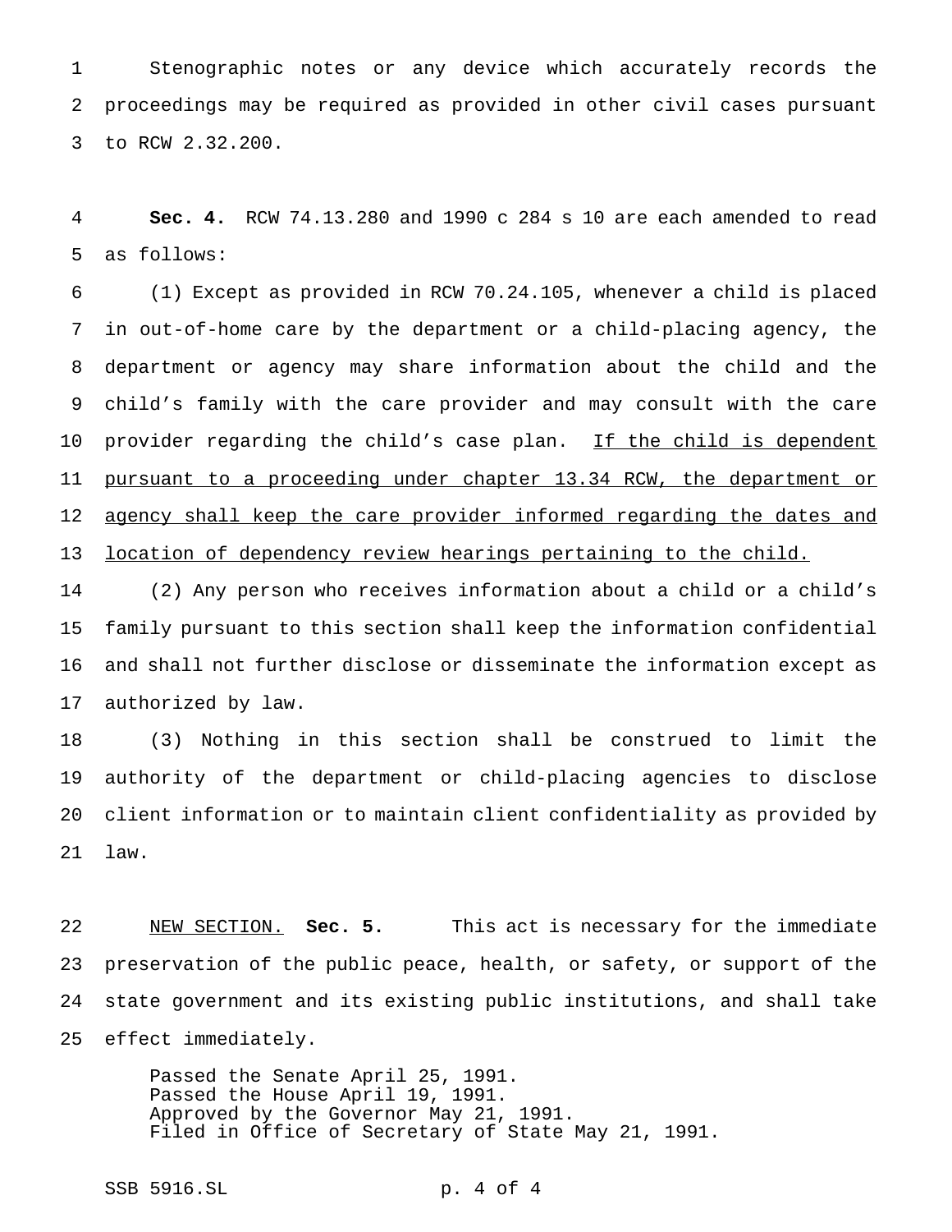Stenographic notes or any device which accurately records the proceedings may be required as provided in other civil cases pursuant to RCW 2.32.200.

**Sec. 4.** RCW 74.13.280 and 1990 c 284 s 10 are each amended to read as follows:

(1) Except as provided in RCW 70.24.105, whenever a child is placed in out-of-home care by the department or a child-placing agency, the department or agency may share information about the child and the child's family with the care provider and may consult with the care provider regarding the child's case plan. <u>If the child is dependent pursuant to a proceeding under chapter 13.34 RCW, the department or agency shall keep the care provider informed regarding the dates and location of dependency review hearings pertaining to the child.</u>

(2) Any person who receives information about a child or a child's family pursuant to this section shall keep the information confidential and shall not further disclose or disseminate the information except as authorized by law.

(3) Nothing in this section shall be construed to limit the authority of the department or child-placing agencies to disclose client information or to maintain client confidentiality as provided by law.

<u>NEW SECTION.</u> **Sec. 5.** This act is necessary for the immediate preservation of the public peace, health, or safety, or support of the state government and its existing public institutions, and shall take effect immediately.

Passed the Senate April 25, 1991.
Passed the House April 19, 1991.
Approved by the Governor May 21, 1991.
Filed in Office of Secretary of State May 21, 1991.